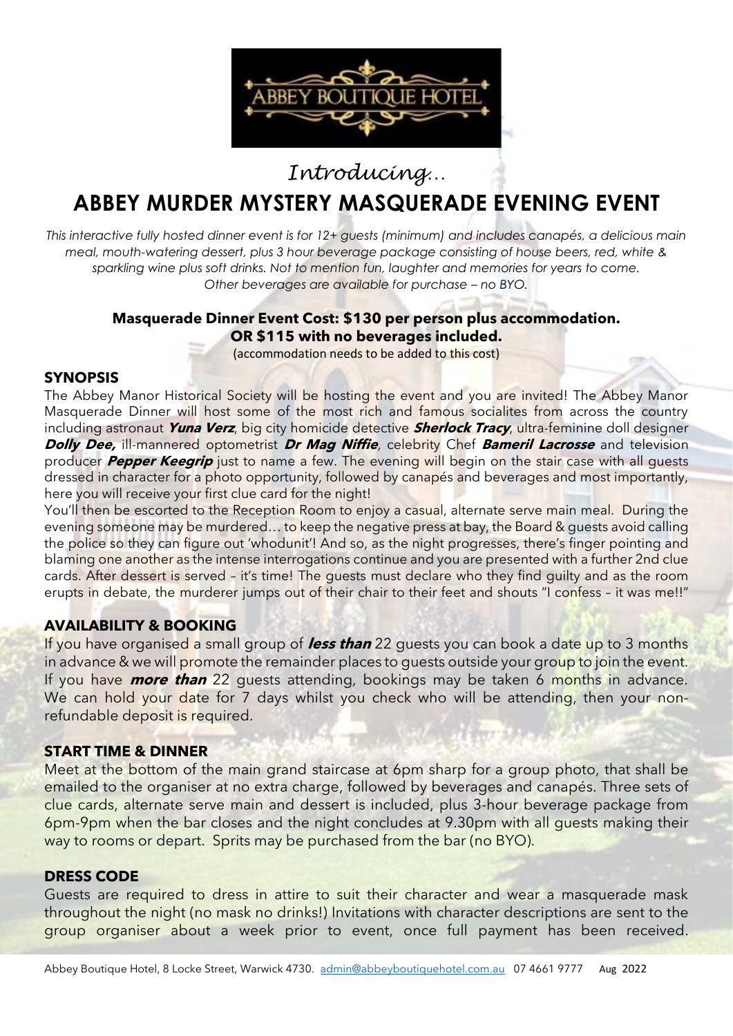ABBEY BOUTIQUE HOTEL

*Introducing…*

# ABBEY MURDER MYSTERY MASQUERADE EVENING EVENT

*This interactive fully hosted dinner event is for 12+ guests (minimum) and includes canapés, a delicious main meal, mouth-watering dessert, plus 3 hour beverage package consisting of house beers, red, white & sparkling wine plus soft drinks. Not to mention fun, laughter and memories for years to come. Other beverages are available for purchase – no BYO.*

**Masquerade Dinner Event Cost: $130 per person plus accommodation.**
**OR $115 with no beverages included.**
(accommodation needs to be added to this cost)

## SYNOPSIS

The Abbey Manor Historical Society will be hosting the event and you are invited! The Abbey Manor Masquerade Dinner will host some of the most rich and famous socialites from across the country including astronaut ***Yuna Verz***, big city homicide detective ***Sherlock Tracy***, ultra-feminine doll designer ***Dolly Dee,*** ill-mannered optometrist ***Dr Mag Niffie***, celebrity Chef ***Bameril Lacrosse*** and television producer ***Pepper Keegrip*** just to name a few. The evening will begin on the stair case with all guests dressed in character for a photo opportunity, followed by canapés and beverages and most importantly, here you will receive your first clue card for the night!

You'll then be escorted to the Reception Room to enjoy a casual, alternate serve main meal. During the evening someone may be murdered… to keep the negative press at bay, the Board & guests avoid calling the police so they can figure out 'whodunit'! And so, as the night progresses, there's finger pointing and blaming one another as the intense interrogations continue and you are presented with a further 2nd clue cards. After dessert is served – it's time! The guests must declare who they find guilty and as the room erupts in debate, the murderer jumps out of their chair to their feet and shouts "I confess – it was me!!"

## AVAILABILITY & BOOKING

If you have organised a small group of ***less than*** 22 guests you can book a date up to 3 months in advance & we will promote the remainder places to guests outside your group to join the event. If you have ***more than*** 22 guests attending, bookings may be taken 6 months in advance. We can hold your date for 7 days whilst you check who will be attending, then your non-refundable deposit is required.

## START TIME & DINNER

Meet at the bottom of the main grand staircase at 6pm sharp for a group photo, that shall be emailed to the organiser at no extra charge, followed by beverages and canapés. Three sets of clue cards, alternate serve main and dessert is included, plus 3-hour beverage package from 6pm-9pm when the bar closes and the night concludes at 9.30pm with all guests making their way to rooms or depart. Sprits may be purchased from the bar (no BYO).

## DRESS CODE

Guests are required to dress in attire to suit their character and wear a masquerade mask throughout the night (no mask no drinks!) Invitations with character descriptions are sent to the group organiser about a week prior to event, once full payment has been received.

Abbey Boutique Hotel, 8 Locke Street, Warwick 4730. admin@abbeyboutiquehotel.com.au 07 4661 9777 Aug 2022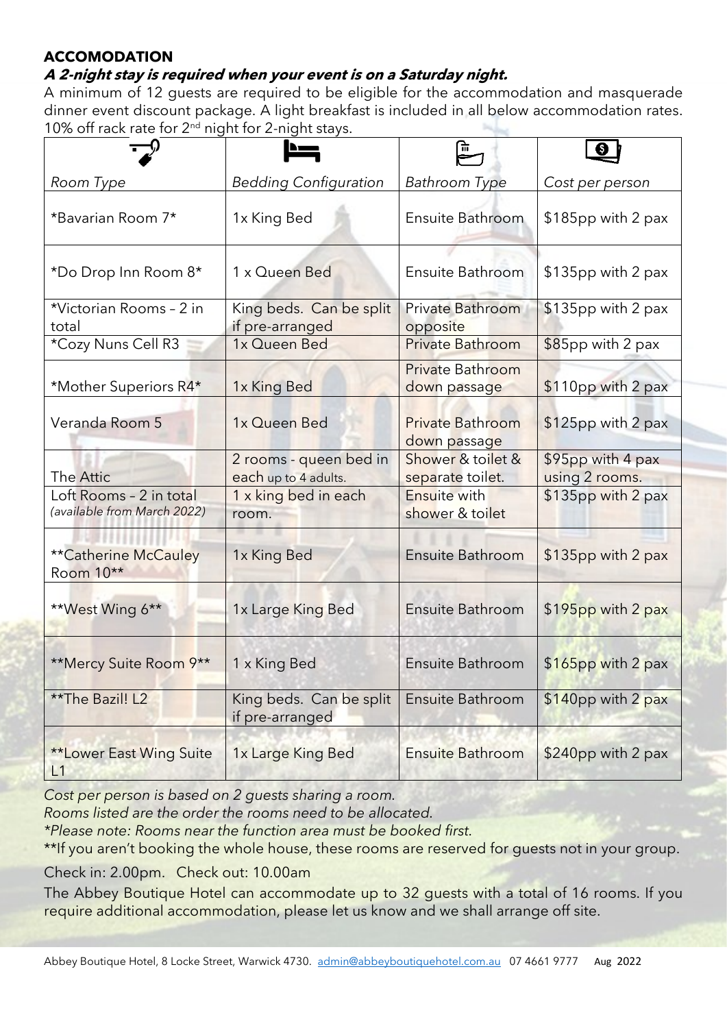## ACCOMODATION

***A 2-night stay is required when your event is on a Saturday night.***

A minimum of 12 guests are required to be eligible for the accommodation and masquerade dinner event discount package. A light breakfast is included in all below accommodation rates. 10% off rack rate for 2nd night for 2-night stays.

| *Room Type* | *Bedding Configuration* | *Bathroom Type* | *Cost per person* |
|---|---|---|---|
| *Bavarian Room 7* | 1x King Bed | Ensuite Bathroom | $185pp with 2 pax |
| *Do Drop Inn Room 8* | 1 x Queen Bed | Ensuite Bathroom | $135pp with 2 pax |
| *Victorian Rooms – 2 in total | King beds. Can be split if pre-arranged | Private Bathroom opposite | $135pp with 2 pax |
| *Cozy Nuns Cell R3 | 1x Queen Bed | Private Bathroom | $85pp with 2 pax |
| *Mother Superiors R4* | 1x King Bed | Private Bathroom down passage | $110pp with 2 pax |
| Veranda Room 5 | 1x Queen Bed | Private Bathroom down passage | $125pp with 2 pax |
| The Attic | 2 rooms - queen bed in each up to 4 adults. | Shower & toilet & separate toilet. | $95pp with 4 pax using 2 rooms. |
| Loft Rooms – 2 in total *(available from March 2022)* | 1 x king bed in each room. | Ensuite with shower & toilet | $135pp with 2 pax |
| **Catherine McCauley Room 10** | 1x King Bed | Ensuite Bathroom | $135pp with 2 pax |
| **West Wing 6** | 1x Large King Bed | Ensuite Bathroom | $195pp with 2 pax |
| **Mercy Suite Room 9** | 1 x King Bed | Ensuite Bathroom | $165pp with 2 pax |
| **The Bazil! L2 | King beds. Can be split if pre-arranged | Ensuite Bathroom | $140pp with 2 pax |
| **Lower East Wing Suite L1 | 1x Large King Bed | Ensuite Bathroom | $240pp with 2 pax |

*Cost per person is based on 2 guests sharing a room.*

*Rooms listed are the order the rooms need to be allocated.*

*\*Please note: Rooms near the function area must be booked first.*

**If you aren't booking the whole house, these rooms are reserved for guests not in your group.

Check in: 2.00pm. Check out: 10.00am

The Abbey Boutique Hotel can accommodate up to 32 guests with a total of 16 rooms. If you require additional accommodation, please let us know and we shall arrange off site.

Abbey Boutique Hotel, 8 Locke Street, Warwick 4730. admin@abbeyboutiquehotel.com.au 07 4661 9777 Aug 2022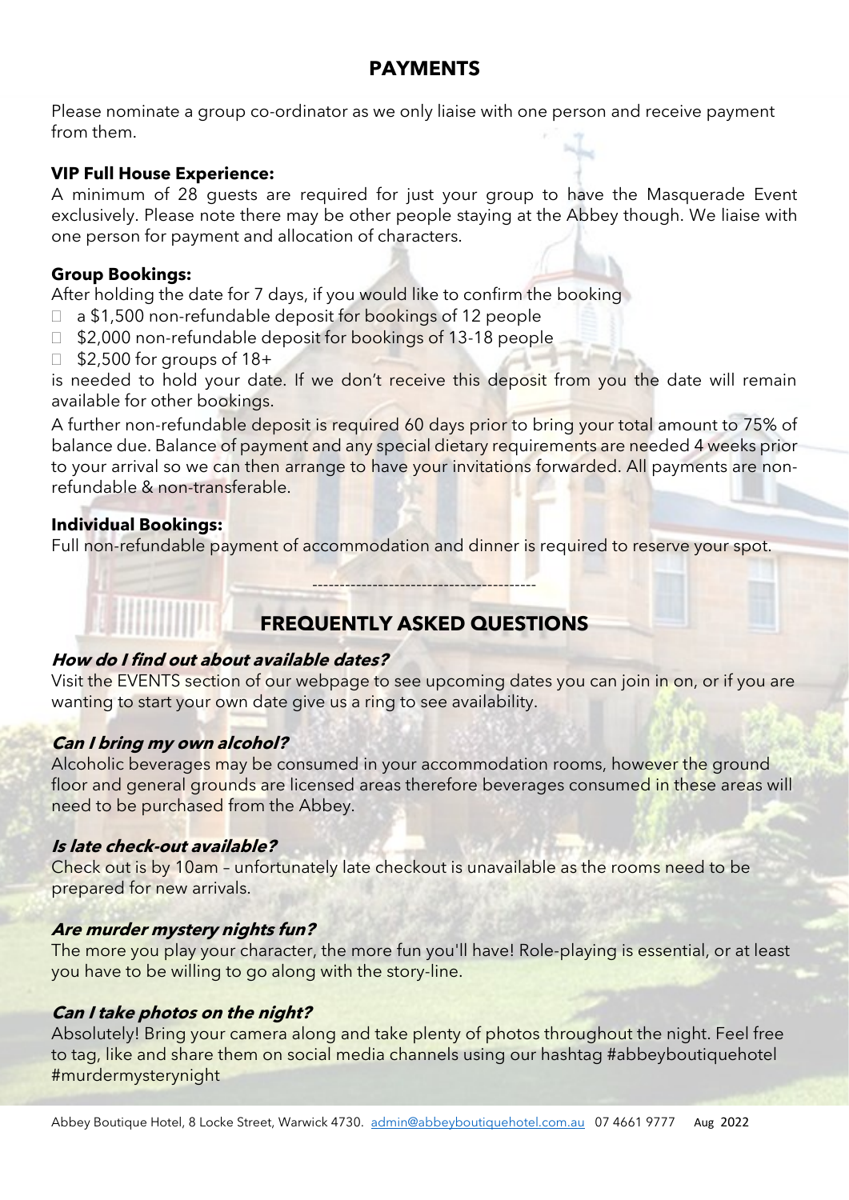## PAYMENTS

Please nominate a group co-ordinator as we only liaise with one person and receive payment from them.

**VIP Full House Experience:**
A minimum of 28 guests are required for just your group to have the Masquerade Event exclusively. Please note there may be other people staying at the Abbey though. We liaise with one person for payment and allocation of characters.

**Group Bookings:**
After holding the date for 7 days, if you would like to confirm the booking

- a $1,500 non-refundable deposit for bookings of 12 people
- $2,000 non-refundable deposit for bookings of 13-18 people
- $2,500 for groups of 18+

is needed to hold your date. If we don't receive this deposit from you the date will remain available for other bookings.

A further non-refundable deposit is required 60 days prior to bring your total amount to 75% of balance due. Balance of payment and any special dietary requirements are needed 4 weeks prior to your arrival so we can then arrange to have your invitations forwarded. All payments are non-refundable & non-transferable.

**Individual Bookings:**
Full non-refundable payment of accommodation and dinner is required to reserve your spot.

----------------------------------------

## FREQUENTLY ASKED QUESTIONS

***How do I find out about available dates?***
Visit the EVENTS section of our webpage to see upcoming dates you can join in on, or if you are wanting to start your own date give us a ring to see availability.

***Can I bring my own alcohol?***
Alcoholic beverages may be consumed in your accommodation rooms, however the ground floor and general grounds are licensed areas therefore beverages consumed in these areas will need to be purchased from the Abbey.

***Is late check-out available?***
Check out is by 10am – unfortunately late checkout is unavailable as the rooms need to be prepared for new arrivals.

***Are murder mystery nights fun?***
The more you play your character, the more fun you'll have! Role-playing is essential, or at least you have to be willing to go along with the story-line.

***Can I take photos on the night?***
Absolutely! Bring your camera along and take plenty of photos throughout the night. Feel free to tag, like and share them on social media channels using our hashtag #abbeyboutiquehotel #murdermysterynight

Abbey Boutique Hotel, 8 Locke Street, Warwick 4730. admin@abbeyboutiquehotel.com.au 07 4661 9777 Aug 2022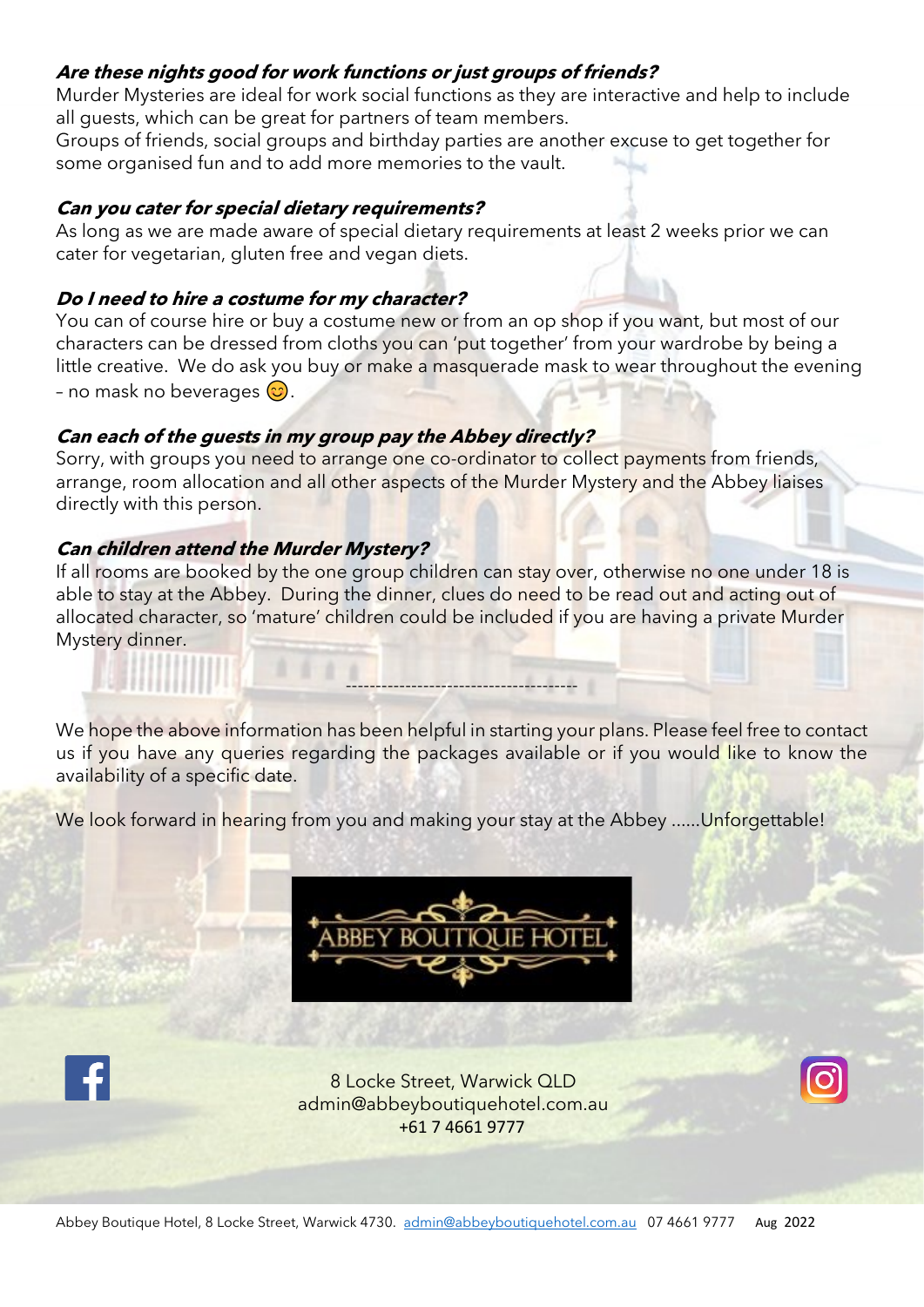***Are these nights good for work functions or just groups of friends?***

Murder Mysteries are ideal for work social functions as they are interactive and help to include all guests, which can be great for partners of team members.

Groups of friends, social groups and birthday parties are another excuse to get together for some organised fun and to add more memories to the vault.

***Can you cater for special dietary requirements?***

As long as we are made aware of special dietary requirements at least 2 weeks prior we can cater for vegetarian, gluten free and vegan diets.

***Do I need to hire a costume for my character?***

You can of course hire or buy a costume new or from an op shop if you want, but most of our characters can be dressed from cloths you can 'put together' from your wardrobe by being a little creative. We do ask you buy or make a masquerade mask to wear throughout the evening – no mask no beverages 😊.

***Can each of the guests in my group pay the Abbey directly?***

Sorry, with groups you need to arrange one co-ordinator to collect payments from friends, arrange, room allocation and all other aspects of the Murder Mystery and the Abbey liaises directly with this person.

***Can children attend the Murder Mystery?***

If all rooms are booked by the one group children can stay over, otherwise no one under 18 is able to stay at the Abbey. During the dinner, clues do need to be read out and acting out of allocated character, so 'mature' children could be included if you are having a private Murder Mystery dinner.

---

We hope the above information has been helpful in starting your plans. Please feel free to contact us if you have any queries regarding the packages available or if you would like to know the availability of a specific date.

We look forward in hearing from you and making your stay at the Abbey ......Unforgettable!

ABBEY BOUTIQUE HOTEL

8 Locke Street, Warwick QLD
admin@abbeyboutiquehotel.com.au
+61 7 4661 9777

Abbey Boutique Hotel, 8 Locke Street, Warwick 4730. admin@abbeyboutiquehotel.com.au 07 4661 9777 Aug 2022